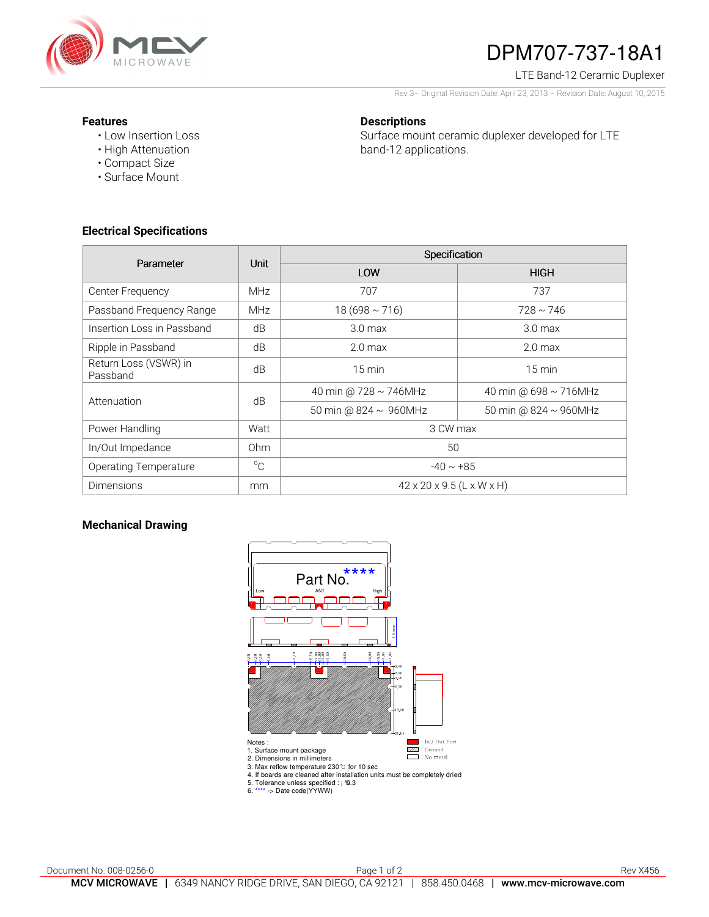# DPM707-737-18A1

LTE Band-12 Ceramic Duplexer

Rev 3– Original Revision Date: April 23, 2013 – Revision Date: August 10, 2015

### Features

- Low Insertion Loss
- High Attenuation
- Compact Size
- Surface Mount

### Descriptions

Surface mount ceramic duplexer developed for LTE band-12 applications.

### Electrical Specifications

| Parameter | Unit | Specification | |
|---|---|---|---|
| | | LOW | HIGH |
| Center Frequency | MHz | 707 | 737 |
| Passband Frequency Range | MHz | 18 (698 ~ 716) | 728 ~ 746 |
| Insertion Loss in Passband | dB | 3.0 max | 3.0 max |
| Ripple in Passband | dB | 2.0 max | 2.0 max |
| Return Loss (VSWR) in Passband | dB | 15 min | 15 min |
| Attenuation | dB | 40 min @ 728 ~ 746MHz | 40 min @ 698 ~ 716MHz |
| | | 50 min @ 824 ~ 960MHz | 50 min @ 824 ~ 960MHz |
| Power Handling | Watt | 3 CW max | |
| In/Out Impedance | Ohm | 50 | |
| Operating Temperature | °C | -40 ~ +85 | |
| Dimensions | mm | 42 x 20 x 9.5 (L x W x H) | |

### Mechanical Drawing

Part No. ****

Low ANT High

: In / Out Port
: Ground
: No metal

Notes :
1. Surface mount package
2. Dimensions in millimeters
3. Max reflow temperature 230℃ for 10 sec
4. If boards are cleaned after installation units must be completely dried
5. Tolerance unless specified : ±0.3
6. **** -> Date code(YYWW)

Document No. 008-0256-0

Rev X456

MCV MICROWAVE | 6349 NANCY RIDGE DRIVE, SAN DIEGO, CA 92121 | 858.450.0468 | www.mcv-microwave.com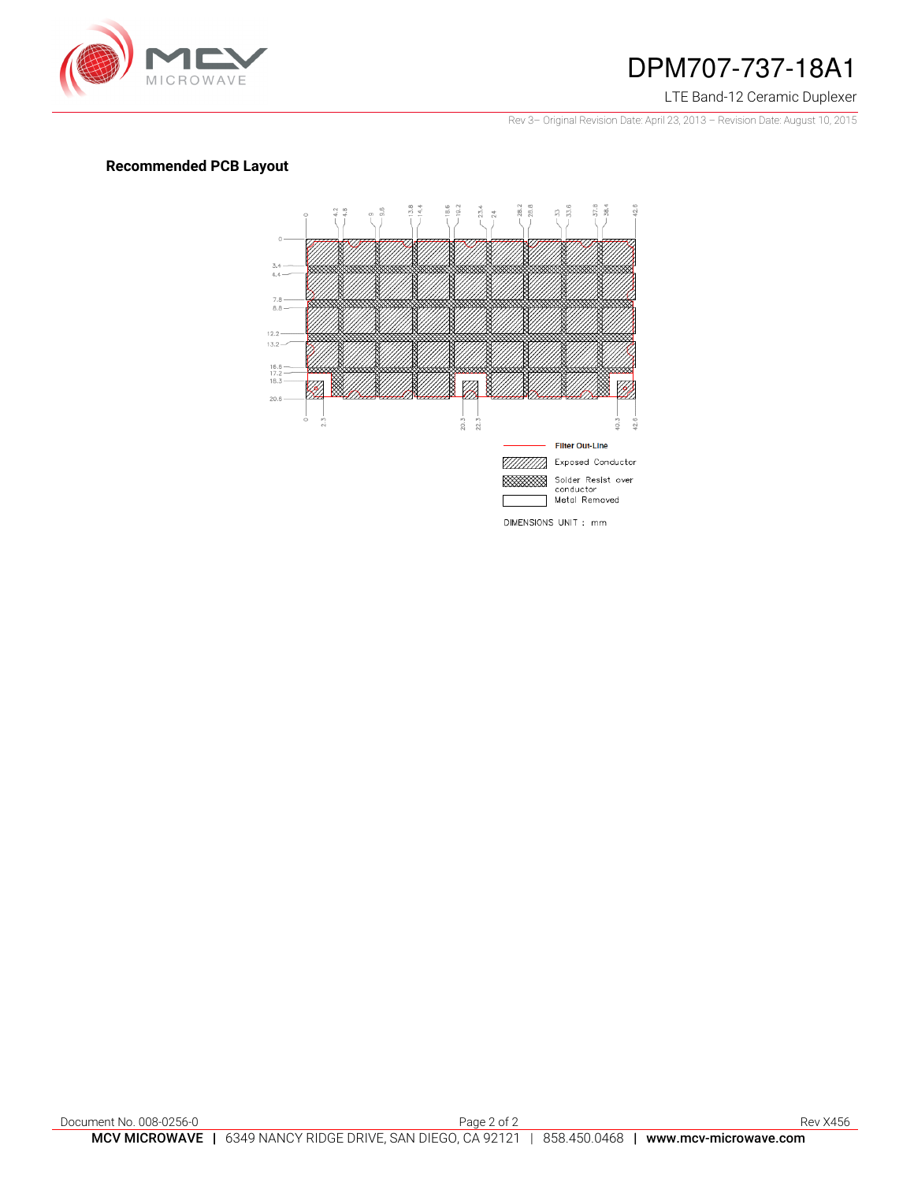# DPM707-737-18A1

LTE Band-12 Ceramic Duplexer

Rev 3– Original Revision Date: April 23, 2013 – Revision Date: August 10, 2015

**Recommended PCB Layout**

0
4.2
4.8
9
9.6
13.8
14.4
18.6
19.2
23.4
24
28.2
28.8
33
33.6
37.8
38.4
42.6

0
3.4
4.4
7.8
8.8
12.2
13.2
16.6
17.2
18.3
20.6

0
2.3
20.3
22.3
40.3
42.6

Filter Out-Line
Exposed Conductor
Solder Resist over conductor
Metal Removed

DIMENSIONS UNIT : mm

Document No. 008-0256-0

Rev X456

**MCV MICROWAVE** | 6349 NANCY RIDGE DRIVE, SAN DIEGO, CA 92121 | 858.450.0468 | **www.mcv-microwave.com**